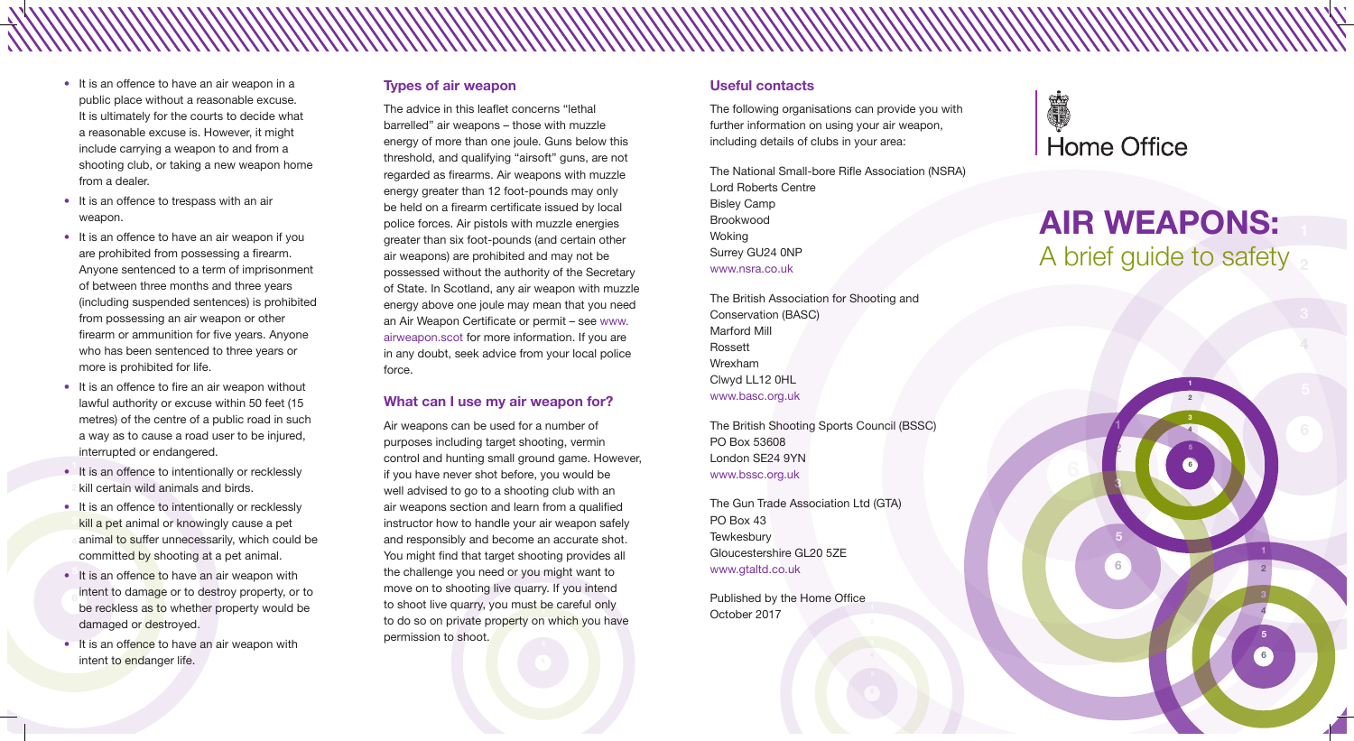- It is an offence to have an air weapon in a public place without a reasonable excuse. It is ultimately for the courts to decide what a reasonable excuse is. However, it might include carrying a weapon to and from a shooting club, or taking a new weapon home from a dealer.
- It is an offence to trespass with an air weapon.
- It is an offence to have an air weapon if you are prohibited from possessing a firearm. Anyone sentenced to a term of imprisonment of between three months and three years (including suspended sentences) is prohibited from possessing an air weapon or other firearm or ammunition for five years. Anyone who has been sentenced to three years or more is prohibited for life.
- It is an offence to fire an air weapon without lawful authority or excuse within 50 feet (15 metres) of the centre of a public road in such a way as to cause a road user to be injured, interrupted or endangered.
- It is an offence to intentionally or recklessly kill certain wild animals and birds.
- It is an offence to intentionally or recklessly kill a pet animal or knowingly cause a pet animal to suffer unnecessarily, which could be committed by shooting at a pet animal.
- It is an offence to have an air weapon with intent to damage or to destroy property, or to be reckless as to whether property would be damaged or destroyed.
- It is an offence to have an air weapon with intent to endanger life.

## Types of air weapon

The advice in this leaflet concerns "lethal barrelled" air weapons – those with muzzle energy of more than one joule. Guns below this threshold, and qualifying "airsoft" guns, are not regarded as firearms. Air weapons with muzzle energy greater than 12 foot-pounds may only be held on a firearm certificate issued by local police forces. Air pistols with muzzle energies greater than six foot-pounds (and certain other air weapons) are prohibited and may not be possessed without the authority of the Secretary of State. In Scotland, any air weapon with muzzle energy above one joule may mean that you need an Air Weapon Certificate or permit – see www.airweapon.scot for more information. If you are in any doubt, seek advice from your local police force.

## What can I use my air weapon for?

Air weapons can be used for a number of purposes including target shooting, vermin control and hunting small ground game. However, if you have never shot before, you would be well advised to go to a shooting club with an air weapons section and learn from a qualified instructor how to handle your air weapon safely and responsibly and become an accurate shot. You might find that target shooting provides all the challenge you need or you might want to move on to shooting live quarry. If you intend to shoot live quarry, you must be careful only to do so on private property on which you have permission to shoot.

## Useful contacts

The following organisations can provide you with further information on using your air weapon, including details of clubs in your area:

The National Small-bore Rifle Association (NSRA)
Lord Roberts Centre
Bisley Camp
Brookwood
Woking
Surrey GU24 0NP
www.nsra.co.uk

The British Association for Shooting and Conservation (BASC)
Marford Mill
Rossett
Wrexham
Clwyd LL12 0HL
www.basc.org.uk

The British Shooting Sports Council (BSSC)
PO Box 53608
London SE24 9YN
www.bssc.org.uk

The Gun Trade Association Ltd (GTA)
PO Box 43
Tewkesbury
Gloucestershire GL20 5ZE
www.gtaltd.co.uk

Published by the Home Office
October 2017

Home Office

# AIR WEAPONS:

## A brief guide to safety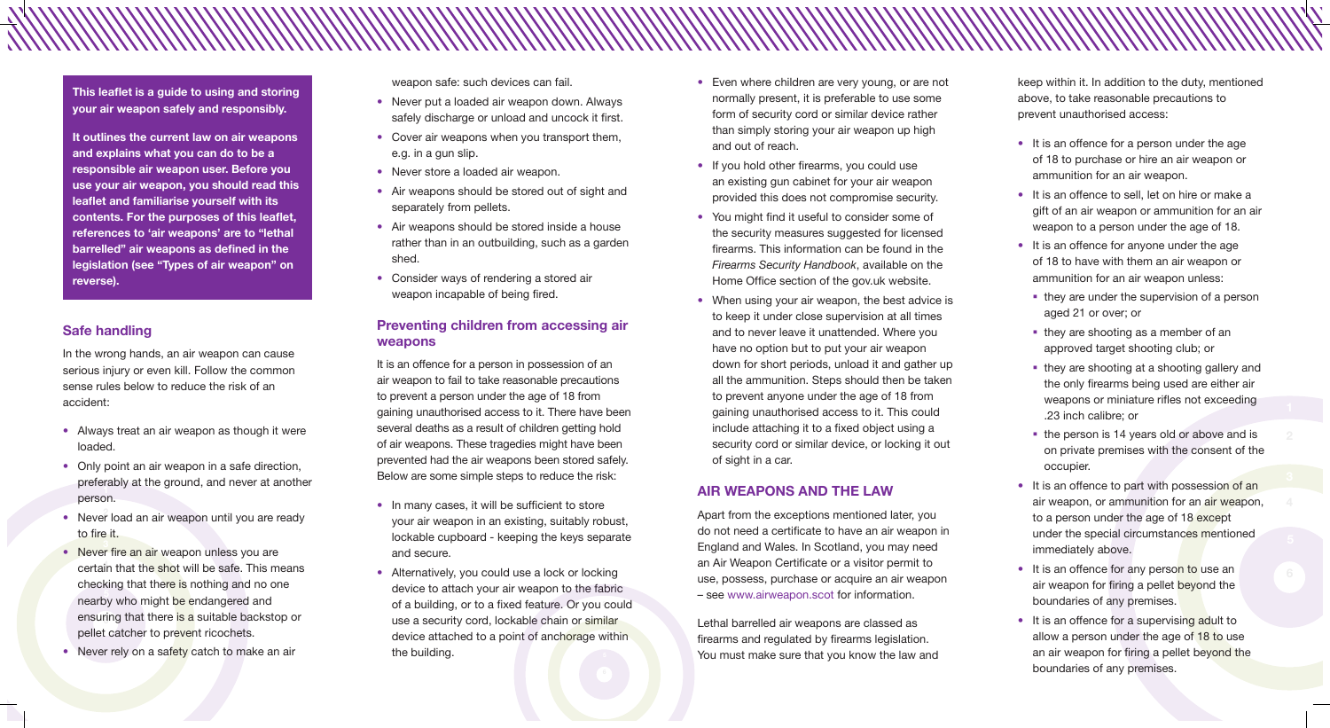**This leaflet is a guide to using and storing your air weapon safely and responsibly.**

**It outlines the current law on air weapons and explains what you can do to be a responsible air weapon user. Before you use your air weapon, you should read this leaflet and familiarise yourself with its contents. For the purposes of this leaflet, references to 'air weapons' are to "lethal barrelled" air weapons as defined in the legislation (see "Types of air weapon" on reverse).**

## Safe handling

In the wrong hands, an air weapon can cause serious injury or even kill. Follow the common sense rules below to reduce the risk of an accident:

- Always treat an air weapon as though it were loaded.
- Only point an air weapon in a safe direction, preferably at the ground, and never at another person.
- Never load an air weapon until you are ready to fire it.
- Never fire an air weapon unless you are certain that the shot will be safe. This means checking that there is nothing and no one nearby who might be endangered and ensuring that there is a suitable backstop or pellet catcher to prevent ricochets.
- Never rely on a safety catch to make an air weapon safe: such devices can fail.
- Never put a loaded air weapon down. Always safely discharge or unload and uncock it first.
- Cover air weapons when you transport them, e.g. in a gun slip.
- Never store a loaded air weapon.
- Air weapons should be stored out of sight and separately from pellets.
- Air weapons should be stored inside a house rather than in an outbuilding, such as a garden shed.
- Consider ways of rendering a stored air weapon incapable of being fired.

## Preventing children from accessing air weapons

It is an offence for a person in possession of an air weapon to fail to take reasonable precautions to prevent a person under the age of 18 from gaining unauthorised access to it. There have been several deaths as a result of children getting hold of air weapons. These tragedies might have been prevented had the air weapons been stored safely. Below are some simple steps to reduce the risk:

- In many cases, it will be sufficient to store your air weapon in an existing, suitably robust, lockable cupboard - keeping the keys separate and secure.
- Alternatively, you could use a lock or locking device to attach your air weapon to the fabric of a building, or to a fixed feature. Or you could use a security cord, lockable chain or similar device attached to a point of anchorage within the building.
- Even where children are very young, or are not normally present, it is preferable to use some form of security cord or similar device rather than simply storing your air weapon up high and out of reach.
- If you hold other firearms, you could use an existing gun cabinet for your air weapon provided this does not compromise security.
- You might find it useful to consider some of the security measures suggested for licensed firearms. This information can be found in the *Firearms Security Handbook*, available on the Home Office section of the gov.uk website.
- When using your air weapon, the best advice is to keep it under close supervision at all times and to never leave it unattended. Where you have no option but to put your air weapon down for short periods, unload it and gather up all the ammunition. Steps should then be taken to prevent anyone under the age of 18 from gaining unauthorised access to it. This could include attaching it to a fixed object using a security cord or similar device, or locking it out of sight in a car.

## AIR WEAPONS AND THE LAW

Apart from the exceptions mentioned later, you do not need a certificate to have an air weapon in England and Wales. In Scotland, you may need an Air Weapon Certificate or a visitor permit to use, possess, purchase or acquire an air weapon – see www.airweapon.scot for information.

Lethal barrelled air weapons are classed as firearms and regulated by firearms legislation. You must make sure that you know the law and keep within it. In addition to the duty, mentioned above, to take reasonable precautions to prevent unauthorised access:

- It is an offence for a person under the age of 18 to purchase or hire an air weapon or ammunition for an air weapon.
- It is an offence to sell, let on hire or make a gift of an air weapon or ammunition for an air weapon to a person under the age of 18.
- It is an offence for anyone under the age of 18 to have with them an air weapon or ammunition for an air weapon unless:
  - they are under the supervision of a person aged 21 or over; or
  - they are shooting as a member of an approved target shooting club; or
  - they are shooting at a shooting gallery and the only firearms being used are either air weapons or miniature rifles not exceeding .23 inch calibre; or
  - the person is 14 years old or above and is on private premises with the consent of the occupier.
- It is an offence to part with possession of an air weapon, or ammunition for an air weapon, to a person under the age of 18 except under the special circumstances mentioned immediately above.
- It is an offence for any person to use an air weapon for firing a pellet beyond the boundaries of any premises.
- It is an offence for a supervising adult to allow a person under the age of 18 to use an air weapon for firing a pellet beyond the boundaries of any premises.